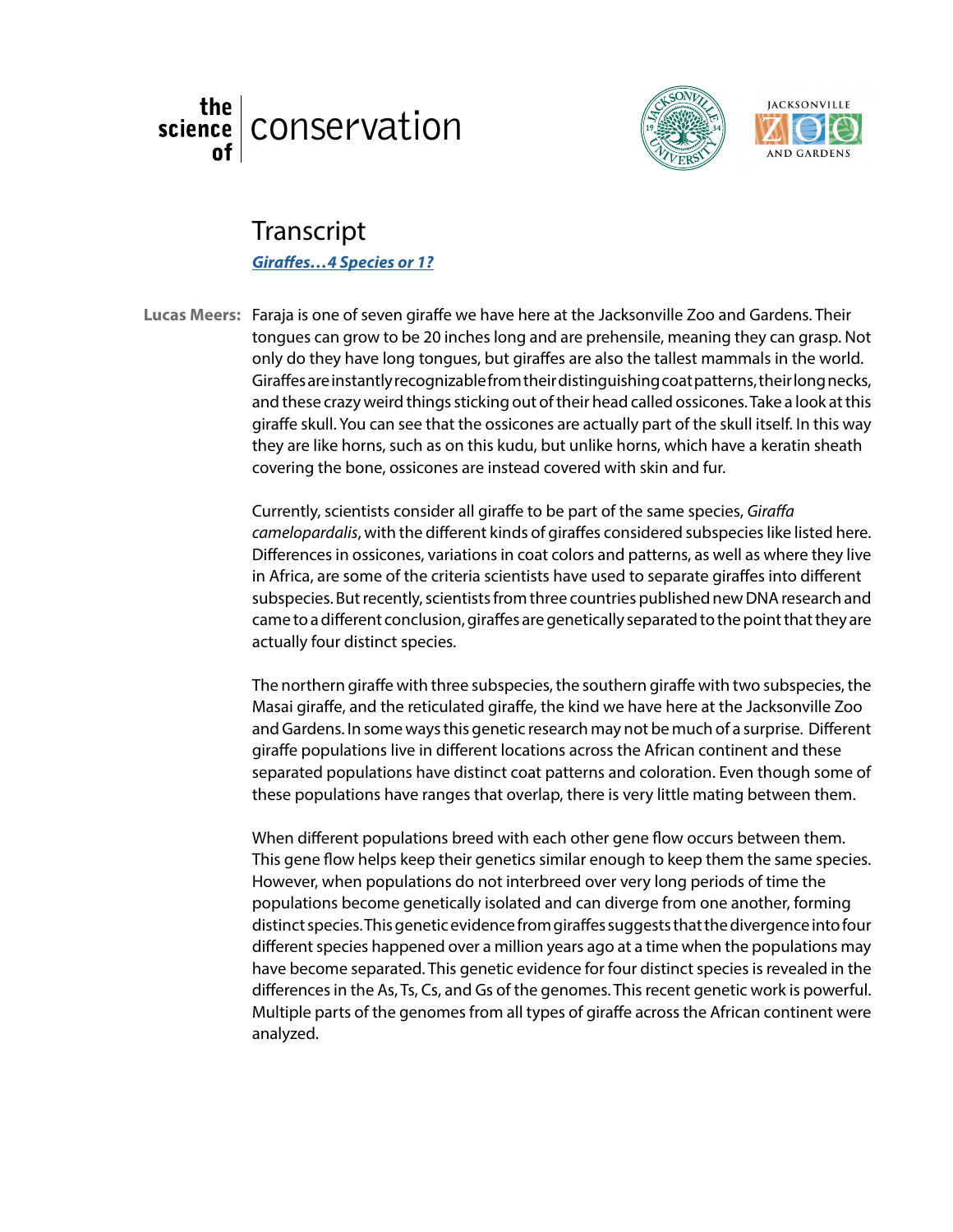the science of | conservation

JACKSONVILLE ZOO AND GARDENS

# Transcript

***Giraffes…4 Species or 1?***

**Lucas Meers:** Faraja is one of seven giraffe we have here at the Jacksonville Zoo and Gardens. Their tongues can grow to be 20 inches long and are prehensile, meaning they can grasp. Not only do they have long tongues, but giraffes are also the tallest mammals in the world. Giraffes are instantly recognizable from their distinguishing coat patterns, their long necks, and these crazy weird things sticking out of their head called ossicones. Take a look at this giraffe skull. You can see that the ossicones are actually part of the skull itself. In this way they are like horns, such as on this kudu, but unlike horns, which have a keratin sheath covering the bone, ossicones are instead covered with skin and fur.

Currently, scientists consider all giraffe to be part of the same species, *Giraffa camelopardalis*, with the different kinds of giraffes considered subspecies like listed here. Differences in ossicones, variations in coat colors and patterns, as well as where they live in Africa, are some of the criteria scientists have used to separate giraffes into different subspecies. But recently, scientists from three countries published new DNA research and came to a different conclusion, giraffes are genetically separated to the point that they are actually four distinct species.

The northern giraffe with three subspecies, the southern giraffe with two subspecies, the Masai giraffe, and the reticulated giraffe, the kind we have here at the Jacksonville Zoo and Gardens. In some ways this genetic research may not be much of a surprise. Different giraffe populations live in different locations across the African continent and these separated populations have distinct coat patterns and coloration. Even though some of these populations have ranges that overlap, there is very little mating between them.

When different populations breed with each other gene flow occurs between them. This gene flow helps keep their genetics similar enough to keep them the same species. However, when populations do not interbreed over very long periods of time the populations become genetically isolated and can diverge from one another, forming distinct species. This genetic evidence from giraffes suggests that the divergence into four different species happened over a million years ago at a time when the populations may have become separated. This genetic evidence for four distinct species is revealed in the differences in the As, Ts, Cs, and Gs of the genomes. This recent genetic work is powerful. Multiple parts of the genomes from all types of giraffe across the African continent were analyzed.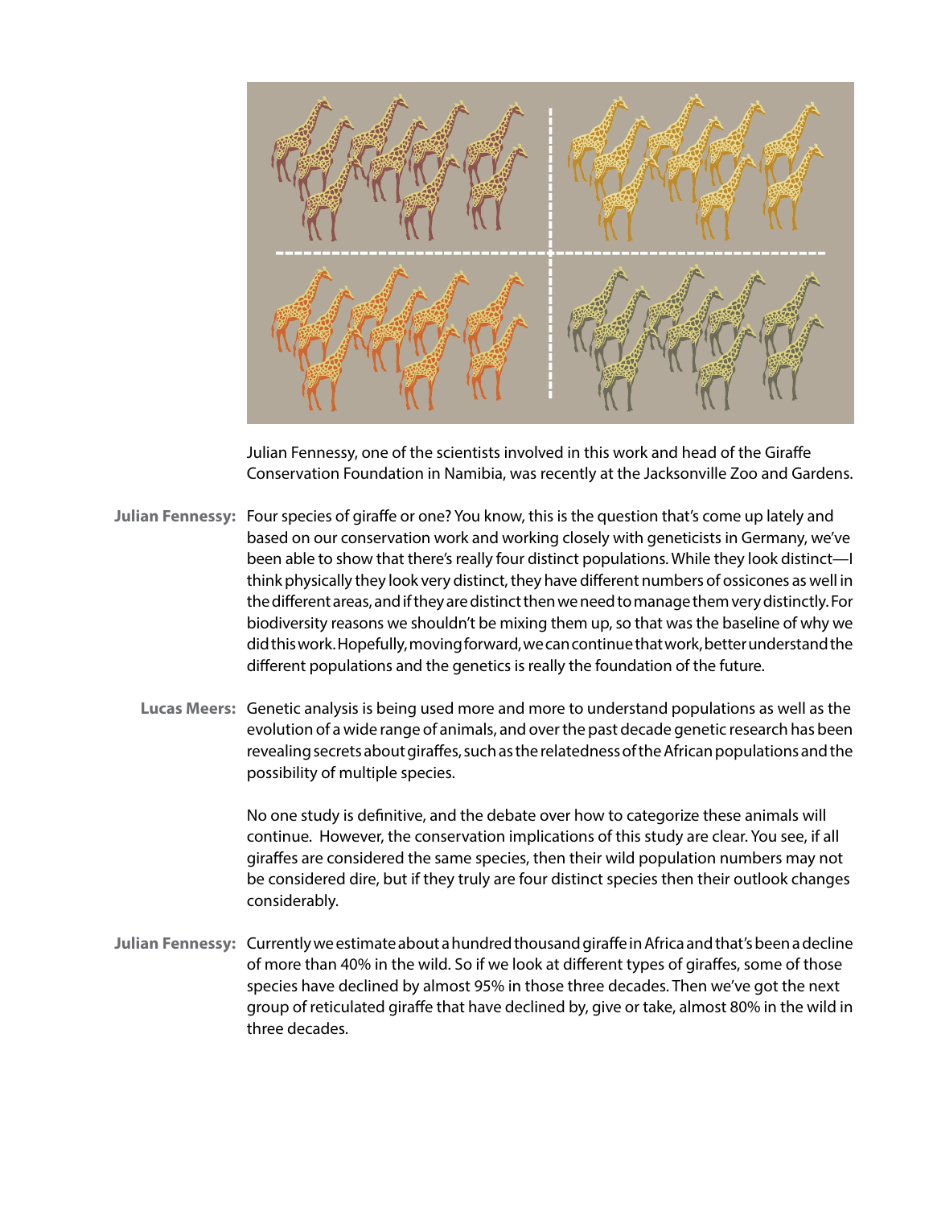Julian Fennessy, one of the scientists involved in this work and head of the Giraffe Conservation Foundation in Namibia, was recently at the Jacksonville Zoo and Gardens.

**Julian Fennessy:** Four species of giraffe or one? You know, this is the question that's come up lately and based on our conservation work and working closely with geneticists in Germany, we've been able to show that there's really four distinct populations. While they look distinct—I think physically they look very distinct, they have different numbers of ossicones as well in the different areas, and if they are distinct then we need to manage them very distinctly. For biodiversity reasons we shouldn't be mixing them up, so that was the baseline of why we did this work. Hopefully, moving forward, we can continue that work, better understand the different populations and the genetics is really the foundation of the future.

**Lucas Meers:** Genetic analysis is being used more and more to understand populations as well as the evolution of a wide range of animals, and over the past decade genetic research has been revealing secrets about giraffes, such as the relatedness of the African populations and the possibility of multiple species.

No one study is definitive, and the debate over how to categorize these animals will continue. However, the conservation implications of this study are clear. You see, if all giraffes are considered the same species, then their wild population numbers may not be considered dire, but if they truly are four distinct species then their outlook changes considerably.

**Julian Fennessy:** Currently we estimate about a hundred thousand giraffe in Africa and that's been a decline of more than 40% in the wild. So if we look at different types of giraffes, some of those species have declined by almost 95% in those three decades. Then we've got the next group of reticulated giraffe that have declined by, give or take, almost 80% in the wild in three decades.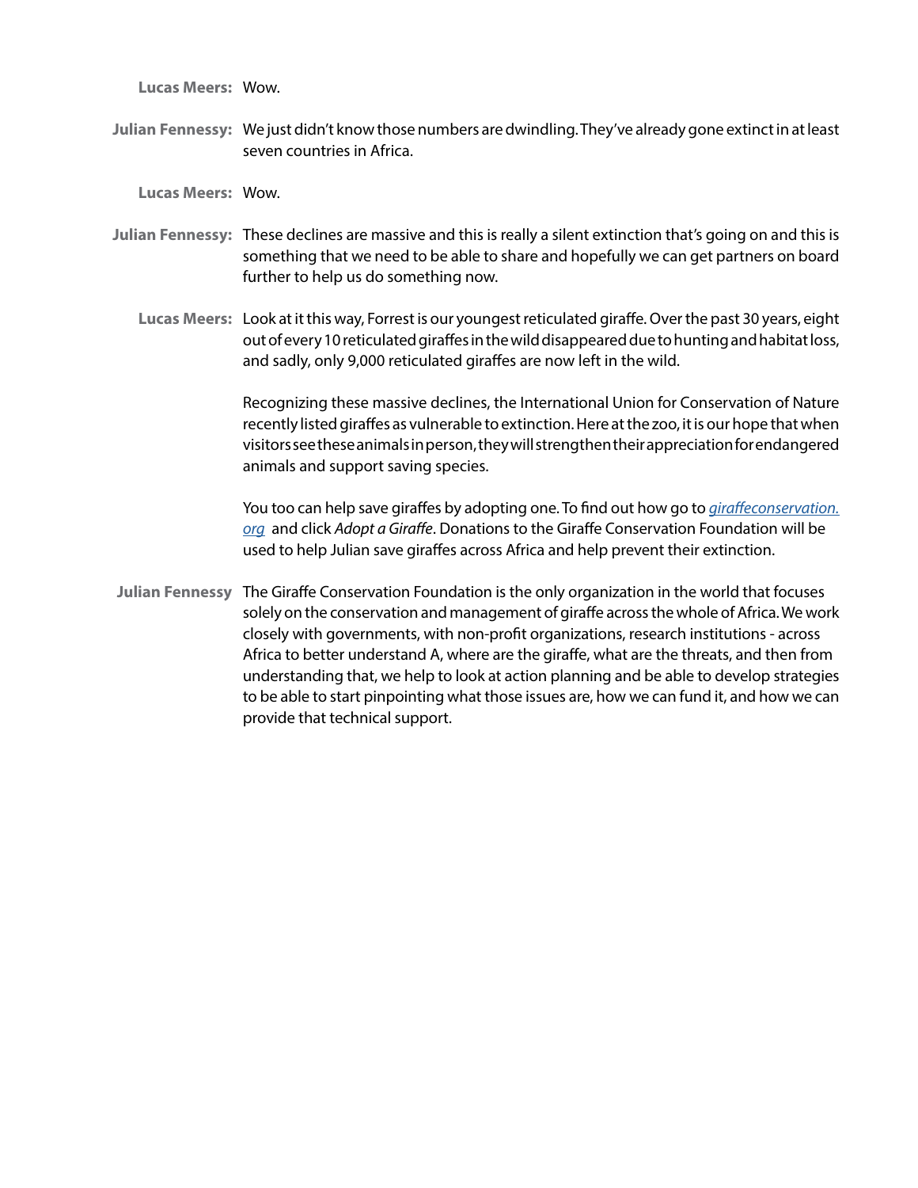**Lucas Meers:** Wow.

**Julian Fennessy:** We just didn't know those numbers are dwindling. They've already gone extinct in at least seven countries in Africa.

**Lucas Meers:** Wow.

**Julian Fennessy:** These declines are massive and this is really a silent extinction that's going on and this is something that we need to be able to share and hopefully we can get partners on board further to help us do something now.

**Lucas Meers:** Look at it this way, Forrest is our youngest reticulated giraffe. Over the past 30 years, eight out of every 10 reticulated giraffes in the wild disappeared due to hunting and habitat loss, and sadly, only 9,000 reticulated giraffes are now left in the wild.

Recognizing these massive declines, the International Union for Conservation of Nature recently listed giraffes as vulnerable to extinction. Here at the zoo, it is our hope that when visitors see these animals in person, they will strengthen their appreciation for endangered animals and support saving species.

You too can help save giraffes by adopting one. To find out how go to [giraffeconservation.org](giraffeconservation.org) and click *Adopt a Giraffe*. Donations to the Giraffe Conservation Foundation will be used to help Julian save giraffes across Africa and help prevent their extinction.

**Julian Fennessy** The Giraffe Conservation Foundation is the only organization in the world that focuses solely on the conservation and management of giraffe across the whole of Africa. We work closely with governments, with non-profit organizations, research institutions - across Africa to better understand A, where are the giraffe, what are the threats, and then from understanding that, we help to look at action planning and be able to develop strategies to be able to start pinpointing what those issues are, how we can fund it, and how we can provide that technical support.